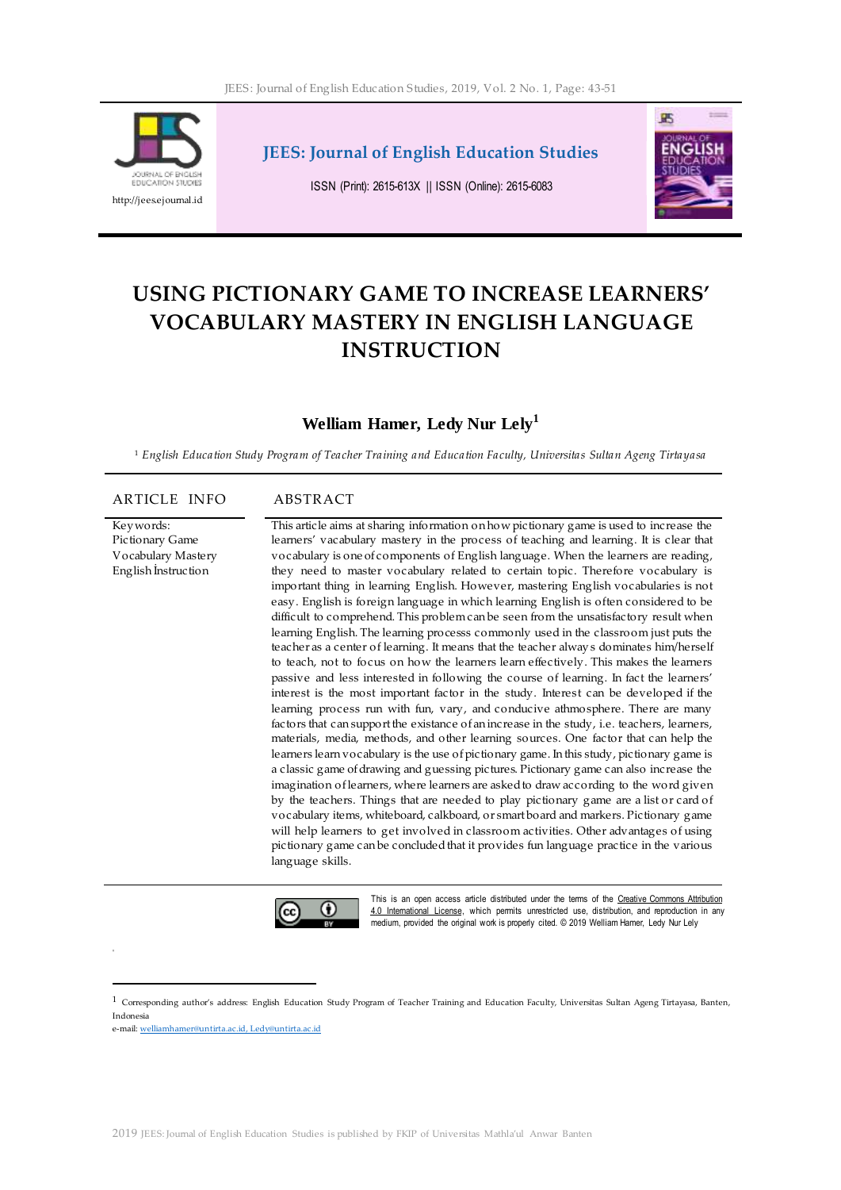# USING PICTIONARY GAME TO INCREASE LEARNERS' VOCABULARY MASTERY IN ENGLISH LANGUAGE INSTRUCTION

**Welliam Hamer, Ledy Nur Lely**[1]

[1] *English Education Study Program of Teacher Training and Education Faculty, Universitas Sultan Ageng Tirtayasa*

## ARTICLE INFO

Keywords:
Pictionary Game
Vocabulary Mastery
English Instruction

## ABSTRACT

This article aims at sharing information on how pictionary game is used to increase the learners' vacabulary mastery in the process of teaching and learning. It is clear that vocabulary is one of components of English language. When the learners are reading, they need to master vocabulary related to certain topic. Therefore vocabulary is important thing in learning English. However, mastering English vocabularies is not easy. English is foreign language in which learning English is often considered to be difficult to comprehend. This problem can be seen from the unsatisfactory result when learning English. The learning processs commonly used in the classroom just puts the teacher as a center of learning. It means that the teacher always dominates him/herself to teach, not to focus on how the learners learn effectively. This makes the learners passive and less interested in following the course of learning. In fact the learners' interest is the most important factor in the study. Interest can be developed if the learning process run with fun, vary, and conducive athmosphere. There are many factors that can support the existance of an increase in the study, i.e. teachers, learners, materials, media, methods, and other learning sources. One factor that can help the learners learn vocabulary is the use of pictionary game. In this study, pictionary game is a classic game of drawing and guessing pictures. Pictionary game can also increase the imagination of learners, where learners are asked to draw according to the word given by the teachers. Things that are needed to play pictionary game are a list or card of vocabulary items, whiteboard, calkboard, or smart board and markers. Pictionary game will help learners to get involved in classroom activities. Other advantages of using pictionary game can be concluded that it provides fun language practice in the various language skills.

This is an open access article distributed under the terms of the Creative Commons Attribution 4.0 International License, which permits unrestricted use, distribution, and reproduction in any medium, provided the original work is properly cited. © 2019 Welliam Hamer, Ledy Nur Lely

---

[1] Corresponding author's address: English Education Study Program of Teacher Training and Education Faculty, Universitas Sultan Ageng Tirtayasa, Banten, Indonesia
e-mail: welliamhamer@untirta.ac.id, Ledy@untirta.ac.id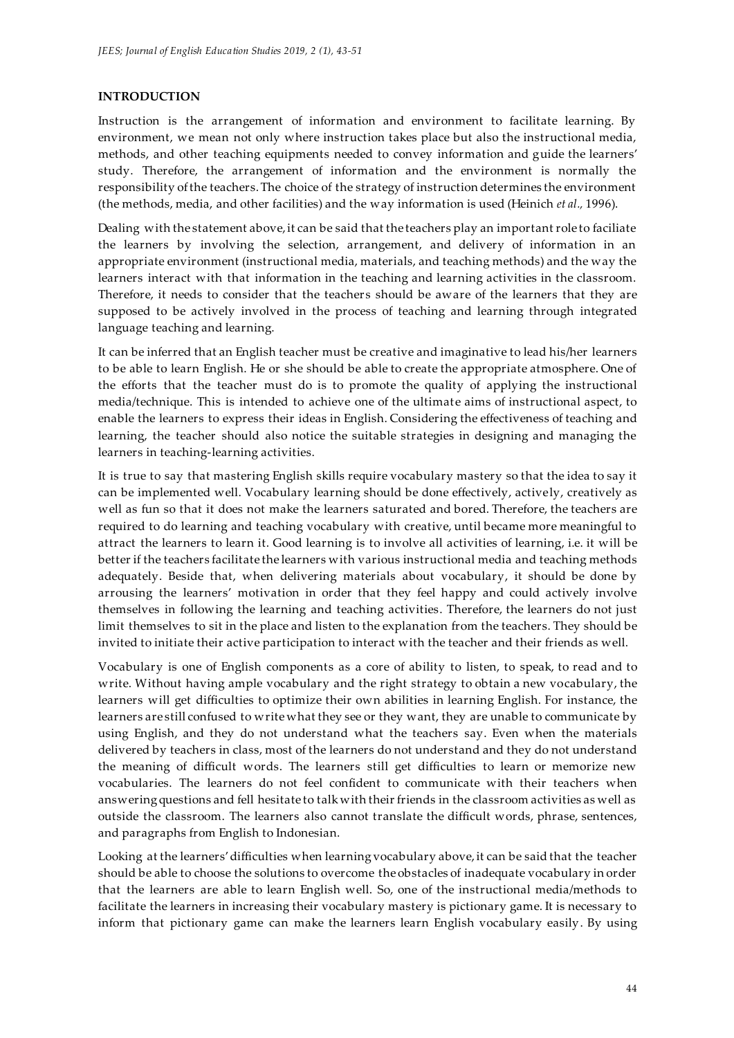## INTRODUCTION

Instruction is the arrangement of information and environment to facilitate learning. By environment, we mean not only where instruction takes place but also the instructional media, methods, and other teaching equipments needed to convey information and guide the learners' study. Therefore, the arrangement of information and the environment is normally the responsibility of the teachers. The choice of the strategy of instruction determines the environment (the methods, media, and other facilities) and the way information is used (Heinich *et al*., 1996).

Dealing with the statement above, it can be said that the teachers play an important role to faciliate the learners by involving the selection, arrangement, and delivery of information in an appropriate environment (instructional media, materials, and teaching methods) and the way the learners interact with that information in the teaching and learning activities in the classroom. Therefore, it needs to consider that the teachers should be aware of the learners that they are supposed to be actively involved in the process of teaching and learning through integrated language teaching and learning.

It can be inferred that an English teacher must be creative and imaginative to lead his/her learners to be able to learn English. He or she should be able to create the appropriate atmosphere. One of the efforts that the teacher must do is to promote the quality of applying the instructional media/technique. This is intended to achieve one of the ultimate aims of instructional aspect, to enable the learners to express their ideas in English. Considering the effectiveness of teaching and learning, the teacher should also notice the suitable strategies in designing and managing the learners in teaching-learning activities.

It is true to say that mastering English skills require vocabulary mastery so that the idea to say it can be implemented well. Vocabulary learning should be done effectively, actively, creatively as well as fun so that it does not make the learners saturated and bored. Therefore, the teachers are required to do learning and teaching vocabulary with creative, until became more meaningful to attract the learners to learn it. Good learning is to involve all activities of learning, i.e. it will be better if the teachers facilitate the learners with various instructional media and teaching methods adequately. Beside that, when delivering materials about vocabulary, it should be done by arrousing the learners' motivation in order that they feel happy and could actively involve themselves in following the learning and teaching activities. Therefore, the learners do not just limit themselves to sit in the place and listen to the explanation from the teachers. They should be invited to initiate their active participation to interact with the teacher and their friends as well.

Vocabulary is one of English components as a core of ability to listen, to speak, to read and to write. Without having ample vocabulary and the right strategy to obtain a new vocabulary, the learners will get difficulties to optimize their own abilities in learning English. For instance, the learners are still confused to write what they see or they want, they are unable to communicate by using English, and they do not understand what the teachers say. Even when the materials delivered by teachers in class, most of the learners do not understand and they do not understand the meaning of difficult words. The learners still get difficulties to learn or memorize new vocabularies. The learners do not feel confident to communicate with their teachers when answering questions and fell hesitate to talk with their friends in the classroom activities as well as outside the classroom. The learners also cannot translate the difficult words, phrase, sentences, and paragraphs from English to Indonesian.

Looking at the learners' difficulties when learning vocabulary above, it can be said that the teacher should be able to choose the solutions to overcome the obstacles of inadequate vocabulary in order that the learners are able to learn English well. So, one of the instructional media/methods to facilitate the learners in increasing their vocabulary mastery is pictionary game. It is necessary to inform that pictionary game can make the learners learn English vocabulary easily. By using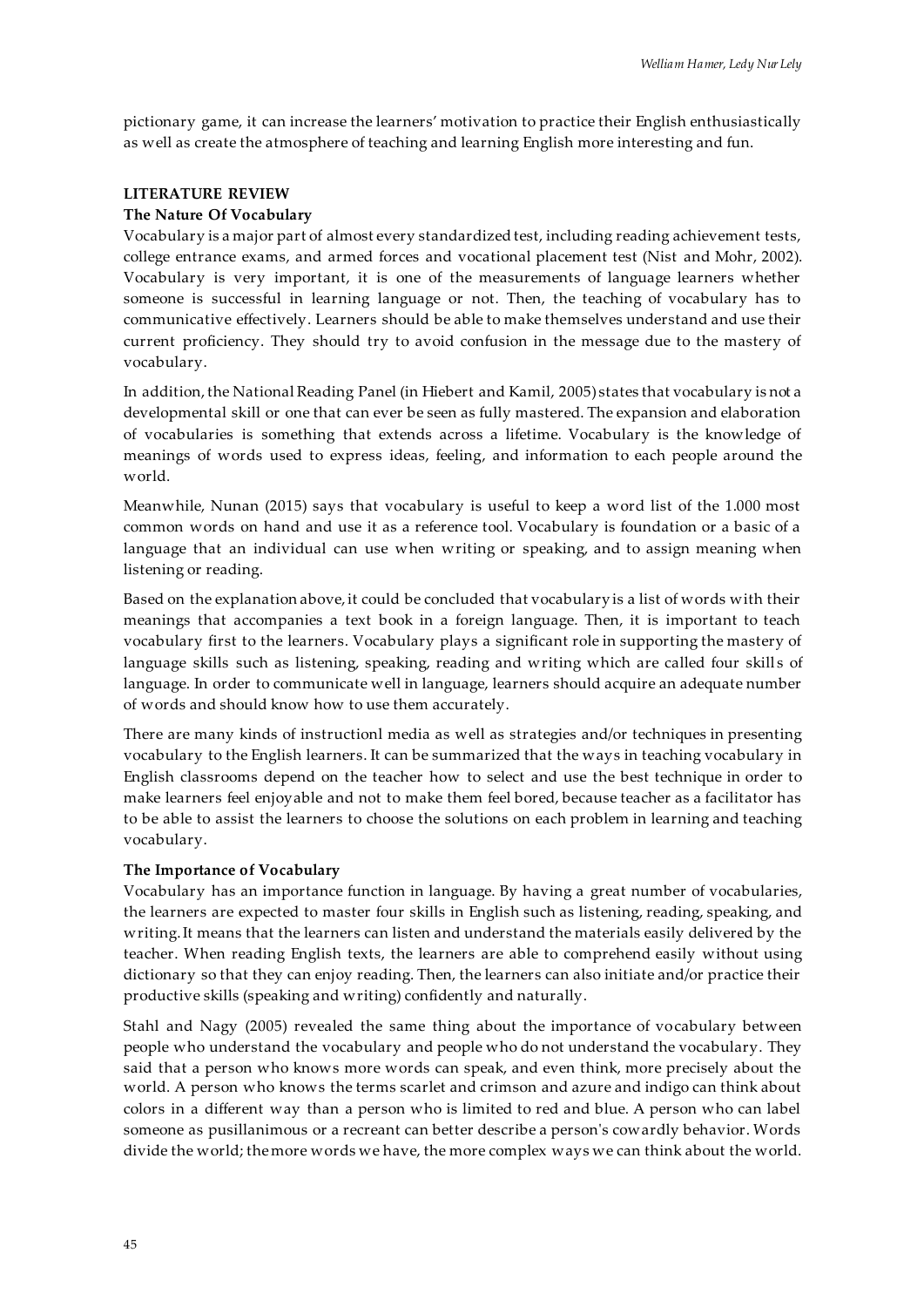pictionary game, it can increase the learners' motivation to practice their English enthusiastically as well as create the atmosphere of teaching and learning English more interesting and fun.

## LITERATURE REVIEW

### The Nature Of Vocabulary

Vocabulary is a major part of almost every standardized test, including reading achievement tests, college entrance exams, and armed forces and vocational placement test (Nist and Mohr, 2002). Vocabulary is very important, it is one of the measurements of language learners whether someone is successful in learning language or not. Then, the teaching of vocabulary has to communicative effectively. Learners should be able to make themselves understand and use their current proficiency. They should try to avoid confusion in the message due to the mastery of vocabulary.

In addition, the National Reading Panel (in Hiebert and Kamil, 2005) states that vocabulary is not a developmental skill or one that can ever be seen as fully mastered. The expansion and elaboration of vocabularies is something that extends across a lifetime. Vocabulary is the knowledge of meanings of words used to express ideas, feeling, and information to each people around the world.

Meanwhile, Nunan (2015) says that vocabulary is useful to keep a word list of the 1.000 most common words on hand and use it as a reference tool. Vocabulary is foundation or a basic of a language that an individual can use when writing or speaking, and to assign meaning when listening or reading.

Based on the explanation above, it could be concluded that vocabulary is a list of words with their meanings that accompanies a text book in a foreign language. Then, it is important to teach vocabulary first to the learners. Vocabulary plays a significant role in supporting the mastery of language skills such as listening, speaking, reading and writing which are called four skills of language. In order to communicate well in language, learners should acquire an adequate number of words and should know how to use them accurately.

There are many kinds of instructionl media as well as strategies and/or techniques in presenting vocabulary to the English learners. It can be summarized that the ways in teaching vocabulary in English classrooms depend on the teacher how to select and use the best technique in order to make learners feel enjoyable and not to make them feel bored, because teacher as a facilitator has to be able to assist the learners to choose the solutions on each problem in learning and teaching vocabulary.

### The Importance of Vocabulary

Vocabulary has an importance function in language. By having a great number of vocabularies, the learners are expected to master four skills in English such as listening, reading, speaking, and writing. It means that the learners can listen and understand the materials easily delivered by the teacher. When reading English texts, the learners are able to comprehend easily without using dictionary so that they can enjoy reading. Then, the learners can also initiate and/or practice their productive skills (speaking and writing) confidently and naturally.

Stahl and Nagy (2005) revealed the same thing about the importance of vocabulary between people who understand the vocabulary and people who do not understand the vocabulary. They said that a person who knows more words can speak, and even think, more precisely about the world. A person who knows the terms scarlet and crimson and azure and indigo can think about colors in a different way than a person who is limited to red and blue. A person who can label someone as pusillanimous or a recreant can better describe a person's cowardly behavior. Words divide the world; the more words we have, the more complex ways we can think about the world.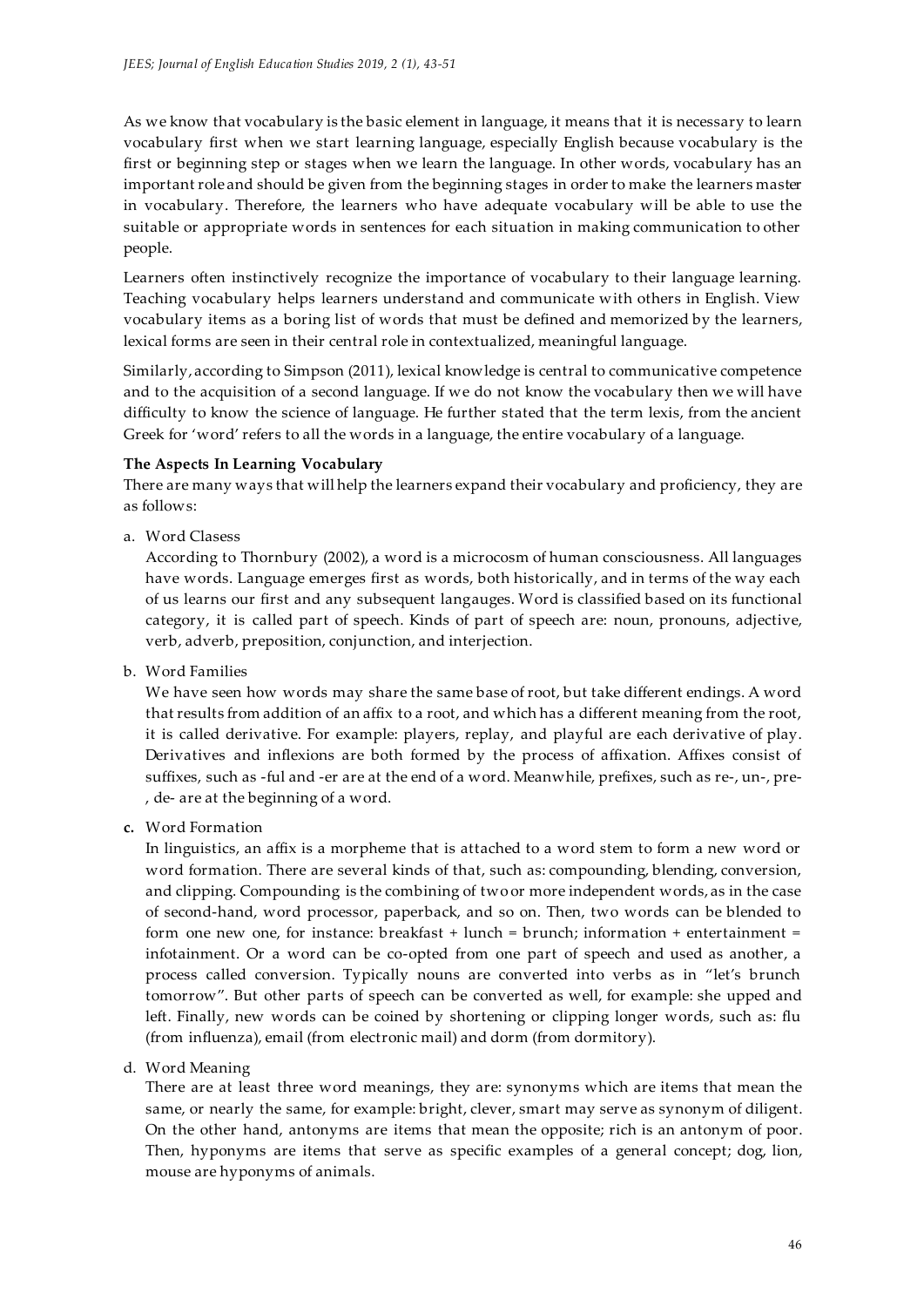As we know that vocabulary is the basic element in language, it means that it is necessary to learn vocabulary first when we start learning language, especially English because vocabulary is the first or beginning step or stages when we learn the language. In other words, vocabulary has an important role and should be given from the beginning stages in order to make the learners master in vocabulary. Therefore, the learners who have adequate vocabulary will be able to use the suitable or appropriate words in sentences for each situation in making communication to other people.

Learners often instinctively recognize the importance of vocabulary to their language learning. Teaching vocabulary helps learners understand and communicate with others in English. View vocabulary items as a boring list of words that must be defined and memorized by the learners, lexical forms are seen in their central role in contextualized, meaningful language.

Similarly, according to Simpson (2011), lexical knowledge is central to communicative competence and to the acquisition of a second language. If we do not know the vocabulary then we will have difficulty to know the science of language. He further stated that the term lexis, from the ancient Greek for 'word' refers to all the words in a language, the entire vocabulary of a language.

**The Aspects In Learning Vocabulary**

There are many ways that will help the learners expand their vocabulary and proficiency, they are as follows:

a. Word Clasess

   According to Thornbury (2002), a word is a microcosm of human consciousness. All languages have words. Language emerges first as words, both historically, and in terms of the way each of us learns our first and any subsequent langauges. Word is classified based on its functional category, it is called part of speech. Kinds of part of speech are: noun, pronouns, adjective, verb, adverb, preposition, conjunction, and interjection.

b. Word Families

   We have seen how words may share the same base of root, but take different endings. A word that results from addition of an affix to a root, and which has a different meaning from the root, it is called derivative. For example: players, replay, and playful are each derivative of play. Derivatives and inflexions are both formed by the process of affixation. Affixes consist of suffixes, such as -ful and -er are at the end of a word. Meanwhile, prefixes, such as re-, un-, pre-, de- are at the beginning of a word.

**c.** Word Formation

   In linguistics, an affix is a morpheme that is attached to a word stem to form a new word or word formation. There are several kinds of that, such as: compounding, blending, conversion, and clipping. Compounding is the combining of two or more independent words, as in the case of second-hand, word processor, paperback, and so on. Then, two words can be blended to form one new one, for instance: breakfast + lunch = brunch; information + entertainment = infotainment. Or a word can be co-opted from one part of speech and used as another, a process called conversion. Typically nouns are converted into verbs as in "let's brunch tomorrow". But other parts of speech can be converted as well, for example: she upped and left. Finally, new words can be coined by shortening or clipping longer words, such as: flu (from influenza), email (from electronic mail) and dorm (from dormitory).

d. Word Meaning

   There are at least three word meanings, they are: synonyms which are items that mean the same, or nearly the same, for example: bright, clever, smart may serve as synonym of diligent. On the other hand, antonyms are items that mean the opposite; rich is an antonym of poor. Then, hyponyms are items that serve as specific examples of a general concept; dog, lion, mouse are hyponyms of animals.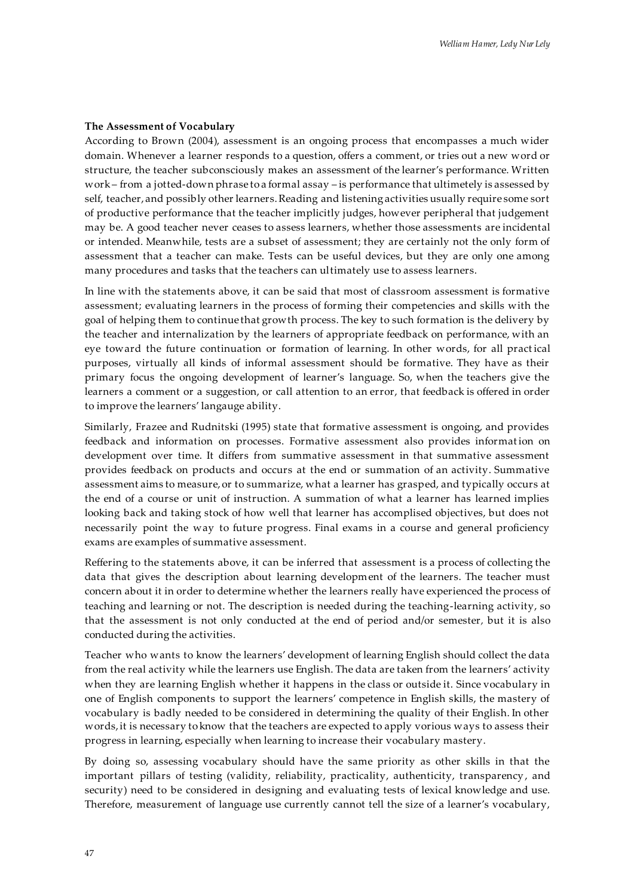**The Assessment of Vocabulary**

According to Brown (2004), assessment is an ongoing process that encompasses a much wider domain. Whenever a learner responds to a question, offers a comment, or tries out a new word or structure, the teacher subconsciously makes an assessment of the learner's performance. Written work – from a jotted-down phrase to a formal assay – is performance that ultimetely is assessed by self, teacher, and possibly other learners. Reading and listening activities usually require some sort of productive performance that the teacher implicitly judges, however peripheral that judgement may be. A good teacher never ceases to assess learners, whether those assessments are incidental or intended. Meanwhile, tests are a subset of assessment; they are certainly not the only form of assessment that a teacher can make. Tests can be useful devices, but they are only one among many procedures and tasks that the teachers can ultimately use to assess learners.

In line with the statements above, it can be said that most of classroom assessment is formative assessment; evaluating learners in the process of forming their competencies and skills with the goal of helping them to continue that growth process. The key to such formation is the delivery by the teacher and internalization by the learners of appropriate feedback on performance, with an eye toward the future continuation or formation of learning. In other words, for all practical purposes, virtually all kinds of informal assessment should be formative. They have as their primary focus the ongoing development of learner's language. So, when the teachers give the learners a comment or a suggestion, or call attention to an error, that feedback is offered in order to improve the learners' langauge ability.

Similarly, Frazee and Rudnitski (1995) state that formative assessment is ongoing, and provides feedback and information on processes. Formative assessment also provides information on development over time. It differs from summative assessment in that summative assessment provides feedback on products and occurs at the end or summation of an activity. Summative assessment aims to measure, or to summarize, what a learner has grasped, and typically occurs at the end of a course or unit of instruction. A summation of what a learner has learned implies looking back and taking stock of how well that learner has accomplised objectives, but does not necessarily point the way to future progress. Final exams in a course and general proficiency exams are examples of summative assessment.

Reffering to the statements above, it can be inferred that assessment is a process of collecting the data that gives the description about learning development of the learners. The teacher must concern about it in order to determine whether the learners really have experienced the process of teaching and learning or not. The description is needed during the teaching-learning activity, so that the assessment is not only conducted at the end of period and/or semester, but it is also conducted during the activities.

Teacher who wants to know the learners' development of learning English should collect the data from the real activity while the learners use English. The data are taken from the learners' activity when they are learning English whether it happens in the class or outside it. Since vocabulary in one of English components to support the learners' competence in English skills, the mastery of vocabulary is badly needed to be considered in determining the quality of their English. In other words, it is necessary to know that the teachers are expected to apply vorious ways to assess their progress in learning, especially when learning to increase their vocabulary mastery.

By doing so, assessing vocabulary should have the same priority as other skills in that the important pillars of testing (validity, reliability, practicality, authenticity, transparency, and security) need to be considered in designing and evaluating tests of lexical knowledge and use. Therefore, measurement of language use currently cannot tell the size of a learner's vocabulary,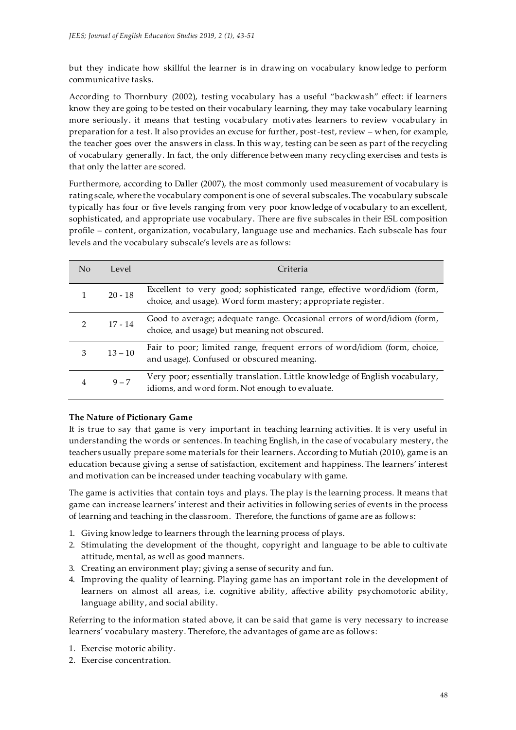but they indicate how skillful the learner is in drawing on vocabulary knowledge to perform communicative tasks.

According to Thornbury (2002), testing vocabulary has a useful "backwash" effect: if learners know they are going to be tested on their vocabulary learning, they may take vocabulary learning more seriously. it means that testing vocabulary motivates learners to review vocabulary in preparation for a test. It also provides an excuse for further, post-test, review – when, for example, the teacher goes over the answers in class. In this way, testing can be seen as part of the recycling of vocabulary generally. In fact, the only difference between many recycling exercises and tests is that only the latter are scored.

Furthermore, according to Daller (2007), the most commonly used measurement of vocabulary is rating scale, where the vocabulary component is one of several subscales. The vocabulary subscale typically has four or five levels ranging from very poor knowledge of vocabulary to an excellent, sophisticated, and appropriate use vocabulary. There are five subscales in their ESL composition profile – content, organization, vocabulary, language use and mechanics. Each subscale has four levels and the vocabulary subscale's levels are as follows:

| No | Level | Criteria |
|---|---|---|
| 1 | 20 - 18 | Excellent to very good; sophisticated range, effective word/idiom (form, choice, and usage). Word form mastery; appropriate register. |
| 2 | 17 - 14 | Good to average; adequate range. Occasional errors of word/idiom (form, choice, and usage) but meaning not obscured. |
| 3 | 13 – 10 | Fair to poor; limited range, frequent errors of word/idiom (form, choice, and usage). Confused or obscured meaning. |
| 4 | 9 – 7 | Very poor; essentially translation. Little knowledge of English vocabulary, idioms, and word form. Not enough to evaluate. |

**The Nature of Pictionary Game**

It is true to say that game is very important in teaching learning activities. It is very useful in understanding the words or sentences. In teaching English, in the case of vocabulary mestery, the teachers usually prepare some materials for their learners. According to Mutiah (2010), game is an education because giving a sense of satisfaction, excitement and happiness. The learners' interest and motivation can be increased under teaching vocabulary with game.

The game is activities that contain toys and plays. The play is the learning process. It means that game can increase learners' interest and their activities in following series of events in the process of learning and teaching in the classroom. Therefore, the functions of game are as follows:

1. Giving knowledge to learners through the learning process of plays.
2. Stimulating the development of the thought, copyright and language to be able to cultivate attitude, mental, as well as good manners.
3. Creating an environment play; giving a sense of security and fun.
4. Improving the quality of learning. Playing game has an important role in the development of learners on almost all areas, i.e. cognitive ability, affective ability psychomotoric ability, language ability, and social ability.

Referring to the information stated above, it can be said that game is very necessary to increase learners' vocabulary mastery. Therefore, the advantages of game are as follows:

1. Exercise motoric ability.
2. Exercise concentration.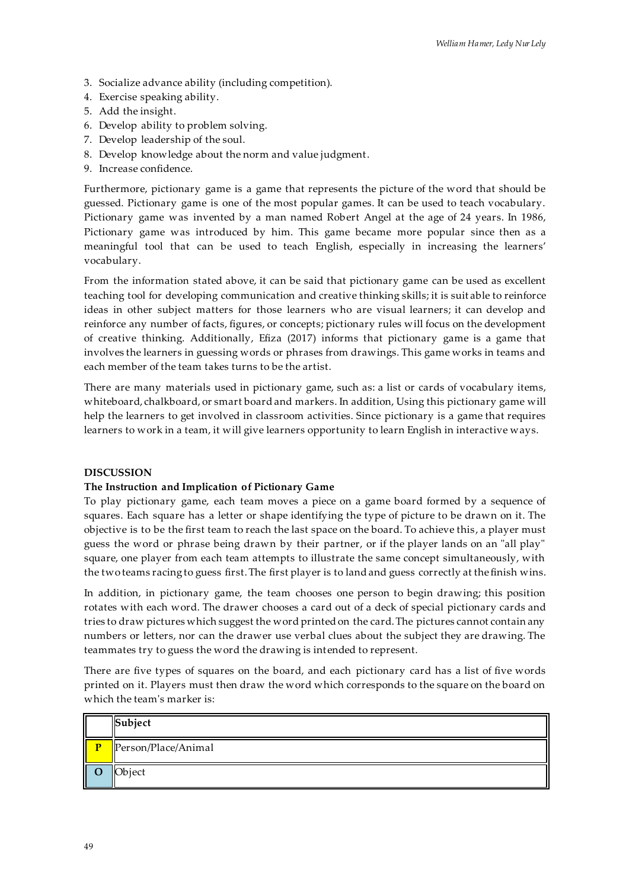3. Socialize advance ability (including competition).
4. Exercise speaking ability.
5. Add the insight.
6. Develop ability to problem solving.
7. Develop leadership of the soul.
8. Develop knowledge about the norm and value judgment.
9. Increase confidence.

Furthermore, pictionary game is a game that represents the picture of the word that should be guessed. Pictionary game is one of the most popular games. It can be used to teach vocabulary. Pictionary game was invented by a man named Robert Angel at the age of 24 years. In 1986, Pictionary game was introduced by him. This game became more popular since then as a meaningful tool that can be used to teach English, especially in increasing the learners' vocabulary.

From the information stated above, it can be said that pictionary game can be used as excellent teaching tool for developing communication and creative thinking skills; it is suitable to reinforce ideas in other subject matters for those learners who are visual learners; it can develop and reinforce any number of facts, figures, or concepts; pictionary rules will focus on the development of creative thinking. Additionally, Efiza (2017) informs that pictionary game is a game that involves the learners in guessing words or phrases from drawings. This game works in teams and each member of the team takes turns to be the artist.

There are many materials used in pictionary game, such as: a list or cards of vocabulary items, whiteboard, chalkboard, or smart board and markers. In addition, Using this pictionary game will help the learners to get involved in classroom activities. Since pictionary is a game that requires learners to work in a team, it will give learners opportunity to learn English in interactive ways.

## DISCUSSION

### The Instruction and Implication of Pictionary Game

To play pictionary game, each team moves a piece on a game board formed by a sequence of squares. Each square has a letter or shape identifying the type of picture to be drawn on it. The objective is to be the first team to reach the last space on the board. To achieve this, a player must guess the word or phrase being drawn by their partner, or if the player lands on an "all play" square, one player from each team attempts to illustrate the same concept simultaneously, with the two teams racing to guess first. The first player is to land and guess correctly at the finish wins.

In addition, in pictionary game, the team chooses one person to begin drawing; this position rotates with each word. The drawer chooses a card out of a deck of special pictionary cards and tries to draw pictures which suggest the word printed on the card. The pictures cannot contain any numbers or letters, nor can the drawer use verbal clues about the subject they are drawing. The teammates try to guess the word the drawing is intended to represent.

There are five types of squares on the board, and each pictionary card has a list of five words printed on it. Players must then draw the word which corresponds to the square on the board on which the team's marker is:

| | **Subject** |
|---|---|
| **P** | Person/Place/Animal |
| **O** | Object |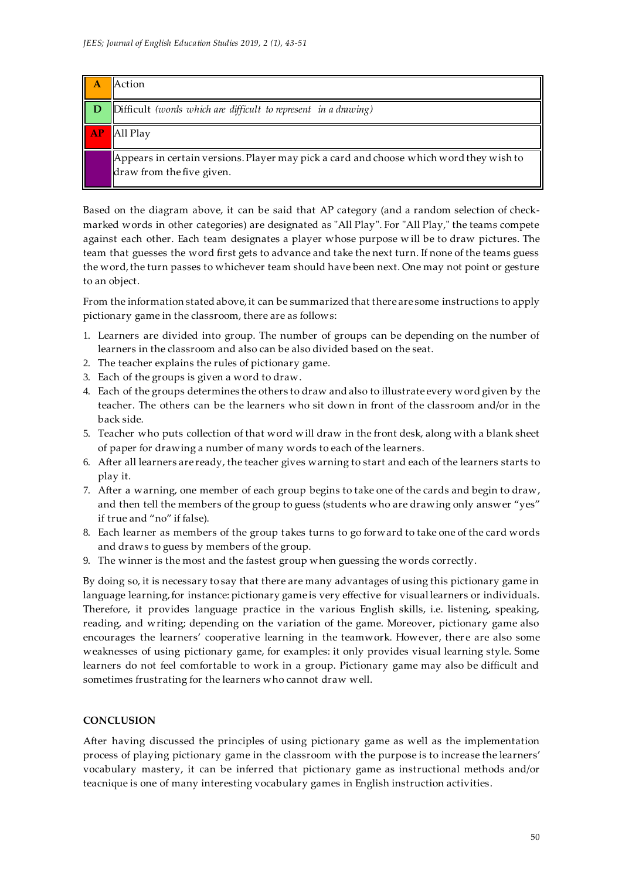| | |
|---|---|
| **A** | Action |
| **D** | Difficult *(words which are difficult to represent in a drawing)* |
| **AP** | All Play |
| | Appears in certain versions. Player may pick a card and choose which word they wish to draw from the five given. |

Based on the diagram above, it can be said that AP category (and a random selection of check-marked words in other categories) are designated as "All Play". For "All Play," the teams compete against each other. Each team designates a player whose purpose will be to draw pictures. The team that guesses the word first gets to advance and take the next turn. If none of the teams guess the word, the turn passes to whichever team should have been next. One may not point or gesture to an object.

From the information stated above, it can be summarized that there are some instructions to apply pictionary game in the classroom, there are as follows:

1. Learners are divided into group. The number of groups can be depending on the number of learners in the classroom and also can be also divided based on the seat.
2. The teacher explains the rules of pictionary game.
3. Each of the groups is given a word to draw.
4. Each of the groups determines the others to draw and also to illustrate every word given by the teacher. The others can be the learners who sit down in front of the classroom and/or in the back side.
5. Teacher who puts collection of that word will draw in the front desk, along with a blank sheet of paper for drawing a number of many words to each of the learners.
6. After all learners are ready, the teacher gives warning to start and each of the learners starts to play it.
7. After a warning, one member of each group begins to take one of the cards and begin to draw, and then tell the members of the group to guess (students who are drawing only answer "yes" if true and "no" if false).
8. Each learner as members of the group takes turns to go forward to take one of the card words and draws to guess by members of the group.
9. The winner is the most and the fastest group when guessing the words correctly.

By doing so, it is necessary to say that there are many advantages of using this pictionary game in language learning, for instance: pictionary game is very effective for visual learners or individuals. Therefore, it provides language practice in the various English skills, i.e. listening, speaking, reading, and writing; depending on the variation of the game. Moreover, pictionary game also encourages the learners' cooperative learning in the teamwork. However, there are also some weaknesses of using pictionary game, for examples: it only provides visual learning style. Some learners do not feel comfortable to work in a group. Pictionary game may also be difficult and sometimes frustrating for the learners who cannot draw well.

## CONCLUSION

After having discussed the principles of using pictionary game as well as the implementation process of playing pictionary game in the classroom with the purpose is to increase the learners' vocabulary mastery, it can be inferred that pictionary game as instructional methods and/or teacnique is one of many interesting vocabulary games in English instruction activities.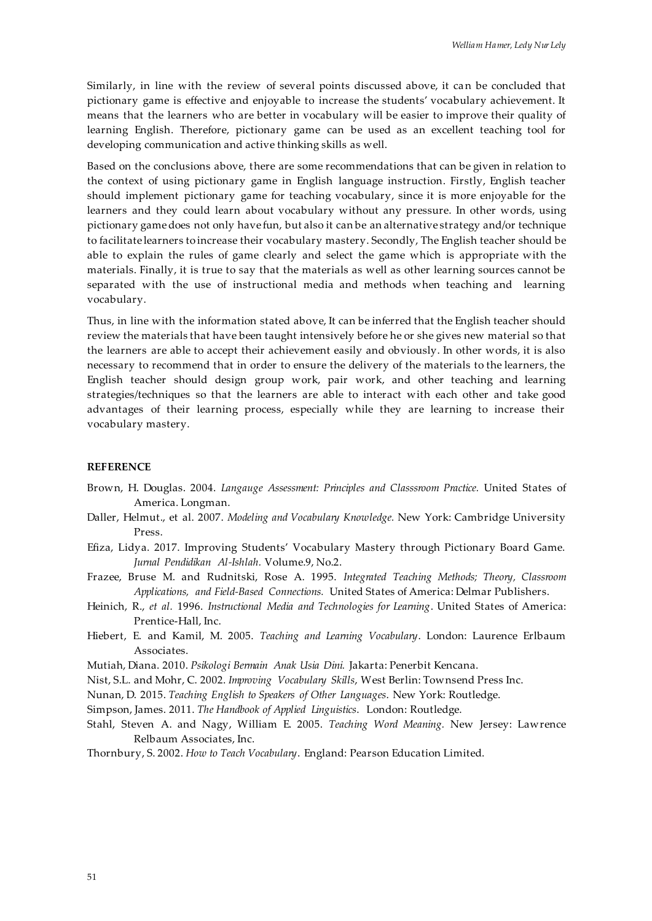Similarly, in line with the review of several points discussed above, it can be concluded that pictionary game is effective and enjoyable to increase the students' vocabulary achievement. It means that the learners who are better in vocabulary will be easier to improve their quality of learning English. Therefore, pictionary game can be used as an excellent teaching tool for developing communication and active thinking skills as well.

Based on the conclusions above, there are some recommendations that can be given in relation to the context of using pictionary game in English language instruction. Firstly, English teacher should implement pictionary game for teaching vocabulary, since it is more enjoyable for the learners and they could learn about vocabulary without any pressure. In other words, using pictionary game does not only have fun, but also it can be an alternative strategy and/or technique to facilitate learners to increase their vocabulary mastery. Secondly, The English teacher should be able to explain the rules of game clearly and select the game which is appropriate with the materials. Finally, it is true to say that the materials as well as other learning sources cannot be separated with the use of instructional media and methods when teaching and learning vocabulary.

Thus, in line with the information stated above, It can be inferred that the English teacher should review the materials that have been taught intensively before he or she gives new material so that the learners are able to accept their achievement easily and obviously. In other words, it is also necessary to recommend that in order to ensure the delivery of the materials to the learners, the English teacher should design group work, pair work, and other teaching and learning strategies/techniques so that the learners are able to interact with each other and take good advantages of their learning process, especially while they are learning to increase their vocabulary mastery.

## REFERENCE

Brown, H. Douglas. 2004. *Langauge Assessment: Principles and Classsroom Practice.* United States of America. Longman.

Daller, Helmut., et al. 2007. *Modeling and Vocabulary Knowledge.* New York: Cambridge University Press.

Efiza, Lidya. 2017. Improving Students' Vocabulary Mastery through Pictionary Board Game. *Jurnal Pendidikan Al-Ishlah.* Volume.9, No.2.

Frazee, Bruse M. and Rudnitski, Rose A. 1995. *Integrated Teaching Methods; Theory, Classroom Applications, and Field-Based Connections.* United States of America: Delmar Publishers.

Heinich, R., *et al.* 1996. *Instructional Media and Technologies for Learning*. United States of America: Prentice-Hall, Inc.

Hiebert, E. and Kamil, M. 2005. *Teaching and Learning Vocabulary*. London: Laurence Erlbaum Associates.

Mutiah, Diana. 2010. *Psikologi Bermain Anak Usia Dini.* Jakarta: Penerbit Kencana.

Nist, S.L. and Mohr, C. 2002. *Improving Vocabulary Skills*, West Berlin: Townsend Press Inc.

Nunan, D. 2015. *Teaching English to Speakers of Other Languages*. New York: Routledge.

Simpson, James. 2011. *The Handbook of Applied Linguistics*. London: Routledge.

Stahl, Steven A. and Nagy, William E. 2005. *Teaching Word Meaning.* New Jersey: Lawrence Relbaum Associates, Inc.

Thornbury, S. 2002. *How to Teach Vocabulary*. England: Pearson Education Limited.